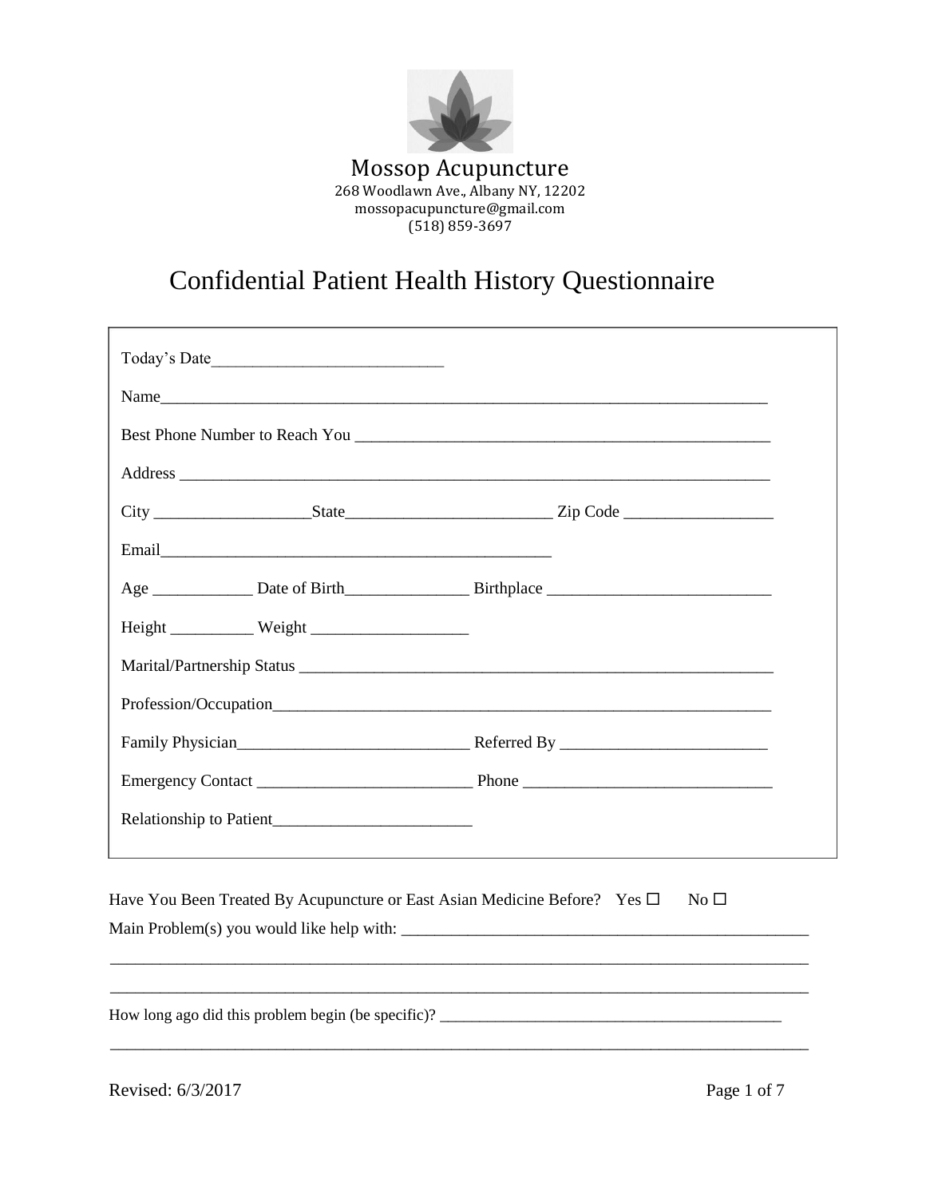Mossop Acupuncture
268 Woodlawn Ave., Albany NY, 12202
mossopacupuncture@gmail.com
(518) 859-3697

# Confidential Patient Health History Questionnaire

Today's Date___________________________

Name___________________________________________________________________________

Best Phone Number to Reach You ___________________________________________________

Address _______________________________________________________________________

City ___________________State_________________________ Zip Code __________________

Email_______________________________________________

Age ____________ Date of Birth_______________ Birthplace ___________________________

Height __________ Weight ___________________

Marital/Partnership Status _________________________________________________________

Profession/Occupation____________________________________________________________

Family Physician____________________________ Referred By _________________________

Emergency Contact __________________________ Phone ______________________________

Relationship to Patient________________________

Have You Been Treated By Acupuncture or East Asian Medicine Before? Yes ☐ No ☐

Main Problem(s) you would like help with: ____________________________________________

_____________________________________________________________________________

_____________________________________________________________________________

How long ago did this problem begin (be specific)? ____________________________________

_____________________________________________________________________________

Revised: 6/3/2017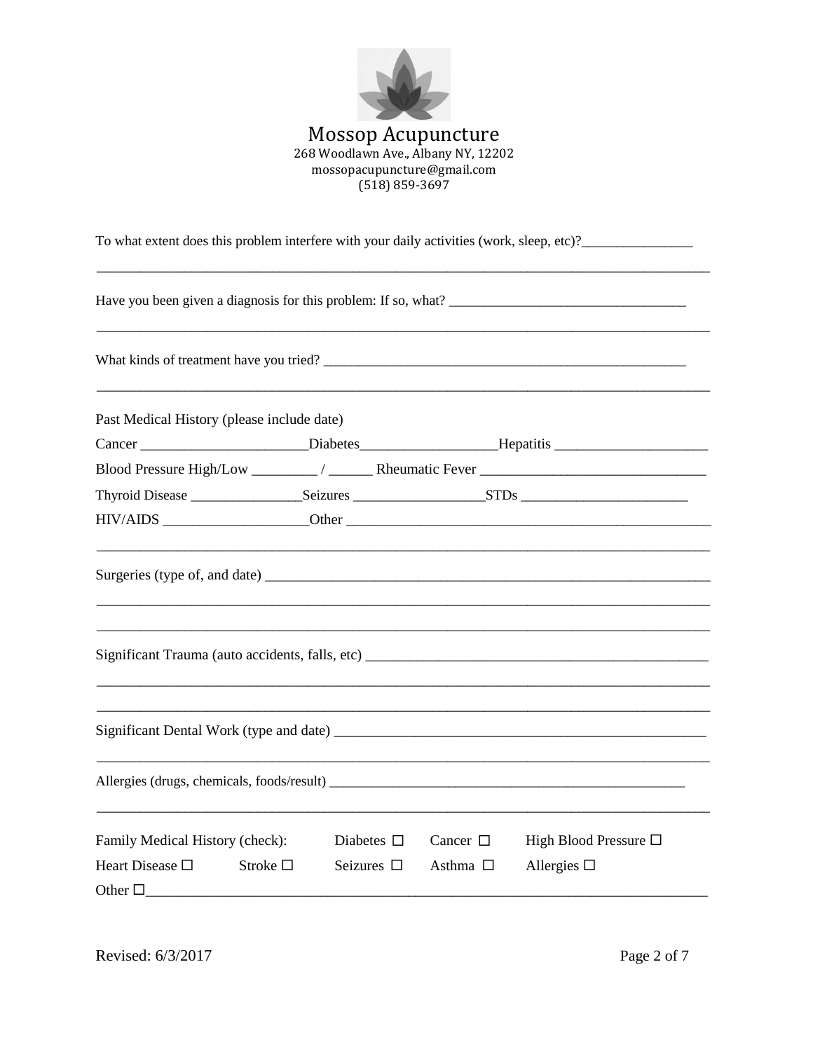# Mossop Acupuncture

268 Woodlawn Ave., Albany NY, 12202
mossopacupuncture@gmail.com
(518) 859-3697

To what extent does this problem interfere with your daily activities (work, sleep, etc)?________________

______________________________________________________________________________________

Have you been given a diagnosis for this problem: If so, what? __________________________________

______________________________________________________________________________________

What kinds of treatment have you tried? ______________________________________________________

______________________________________________________________________________________

Past Medical History (please include date)

Cancer _______________________Diabetes__________________Hepatitis _____________________

Blood Pressure High/Low _________ / ______ Rheumatic Fever _______________________________

Thyroid Disease _______________Seizures __________________STDs _______________________

HIV/AIDS ___________________Other ____________________________________________________

______________________________________________________________________________________

Surgeries (type of, and date) _______________________________________________________________

______________________________________________________________________________________

______________________________________________________________________________________

Significant Trauma (auto accidents, falls, etc) _________________________________________________

______________________________________________________________________________________

______________________________________________________________________________________

Significant Dental Work (type and date) _____________________________________________________

______________________________________________________________________________________

Allergies (drugs, chemicals, foods/result) ____________________________________________________

______________________________________________________________________________________

Family Medical History (check): Diabetes ☐ Cancer ☐ High Blood Pressure ☐

Heart Disease ☐ Stroke ☐ Seizures ☐ Asthma ☐ Allergies ☐

Other ☐_____________________________________________________________________________

Revised: 6/3/2017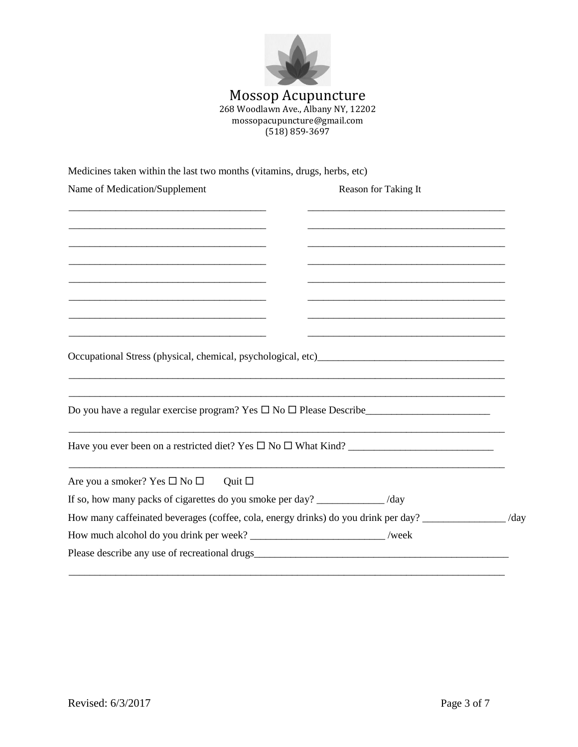# Mossop Acupuncture

268 Woodlawn Ave., Albany NY, 12202
mossopacupuncture@gmail.com
(518) 859-3697

Medicines taken within the last two months (vitamins, drugs, herbs, etc)

| Name of Medication/Supplement | Reason for Taking It |
| --- | --- |
| ______________________________________ | ______________________________________ |
| ______________________________________ | ______________________________________ |
| ______________________________________ | ______________________________________ |
| ______________________________________ | ______________________________________ |
| ______________________________________ | ______________________________________ |
| ______________________________________ | ______________________________________ |
| ______________________________________ | ______________________________________ |
| ______________________________________ | ______________________________________ |

Occupational Stress (physical, chemical, psychological, etc)___________________________________

_____________________________________________________________________________________

_____________________________________________________________________________________

Do you have a regular exercise program? Yes ☐ No ☐ Please Describe________________________

_____________________________________________________________________________________

Have you ever been on a restricted diet? Yes ☐ No ☐ What Kind? ____________________________

_____________________________________________________________________________________

Are you a smoker? Yes ☐ No ☐ Quit ☐

If so, how many packs of cigarettes do you smoke per day? _____________ /day

How many caffeinated beverages (coffee, cola, energy drinks) do you drink per day? ________________ /day

How much alcohol do you drink per week? __________________________ /week

Please describe any use of recreational drugs__________________________________________________

_____________________________________________________________________________________

Revised: 6/3/2017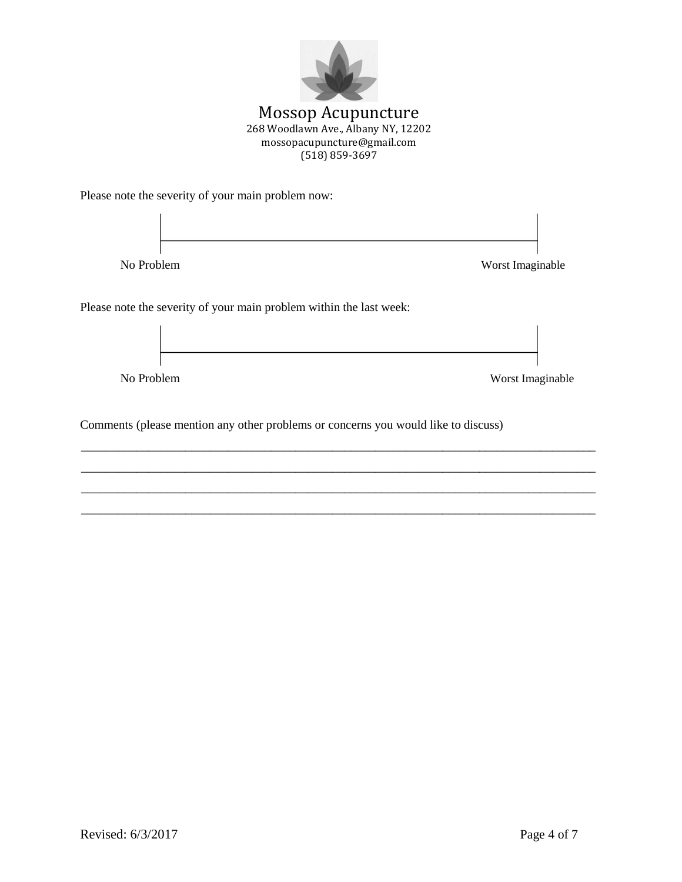# Mossop Acupuncture

268 Woodlawn Ave., Albany NY, 12202
mossopacupuncture@gmail.com
(518) 859-3697

Please note the severity of your main problem now:

|――――――――――――――――――――――――――――――――――|

No Problem                                                                                   Worst Imaginable

Please note the severity of your main problem within the last week:

|――――――――――――――――――――――――――――――――――|

No Problem                                                                                   Worst Imaginable

Comments (please mention any other problems or concerns you would like to discuss)

_______________________________________________________________________________

_______________________________________________________________________________

_______________________________________________________________________________

_______________________________________________________________________________

Revised: 6/3/2017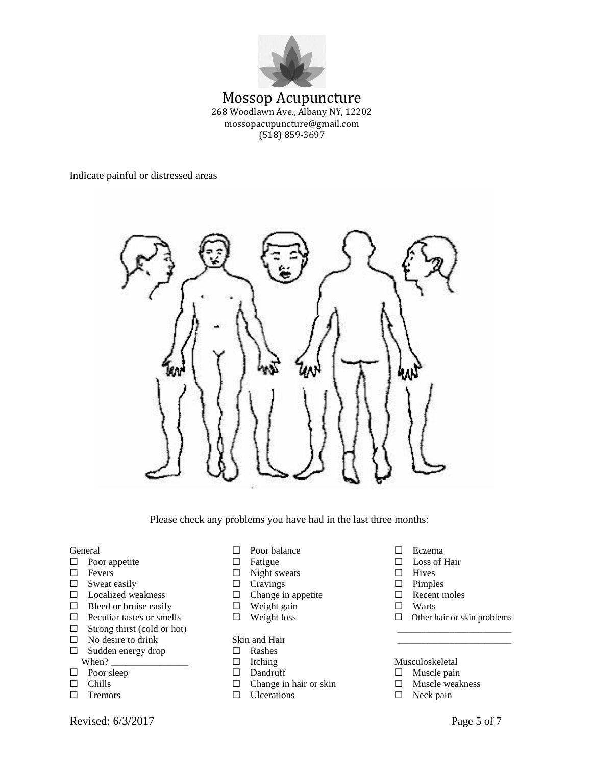# Mossop Acupuncture

268 Woodlawn Ave., Albany NY, 12202
mossopacupuncture@gmail.com
(518) 859-3697

Indicate painful or distressed areas

Please check any problems you have had in the last three months:

General

- ☐ Poor appetite
- ☐ Fevers
- ☐ Sweat easily
- ☐ Localized weakness
- ☐ Bleed or bruise easily
- ☐ Peculiar tastes or smells
- ☐ Strong thirst (cold or hot)
- ☐ No desire to drink
- ☐ Sudden energy drop
  When? ________________
- ☐ Poor sleep
- ☐ Chills
- ☐ Tremors
- ☐ Poor balance
- ☐ Fatigue
- ☐ Night sweats
- ☐ Cravings
- ☐ Change in appetite
- ☐ Weight gain
- ☐ Weight loss

Skin and Hair

- ☐ Rashes
- ☐ Itching
- ☐ Dandruff
- ☐ Change in hair or skin
- ☐ Ulcerations
- ☐ Eczema
- ☐ Loss of Hair
- ☐ Hives
- ☐ Pimples
- ☐ Recent moles
- ☐ Warts
- ☐ Other hair or skin problems
  ________________________
  ________________________

Musculoskeletal

- ☐ Muscle pain
- ☐ Muscle weakness
- ☐ Neck pain

Revised: 6/3/2017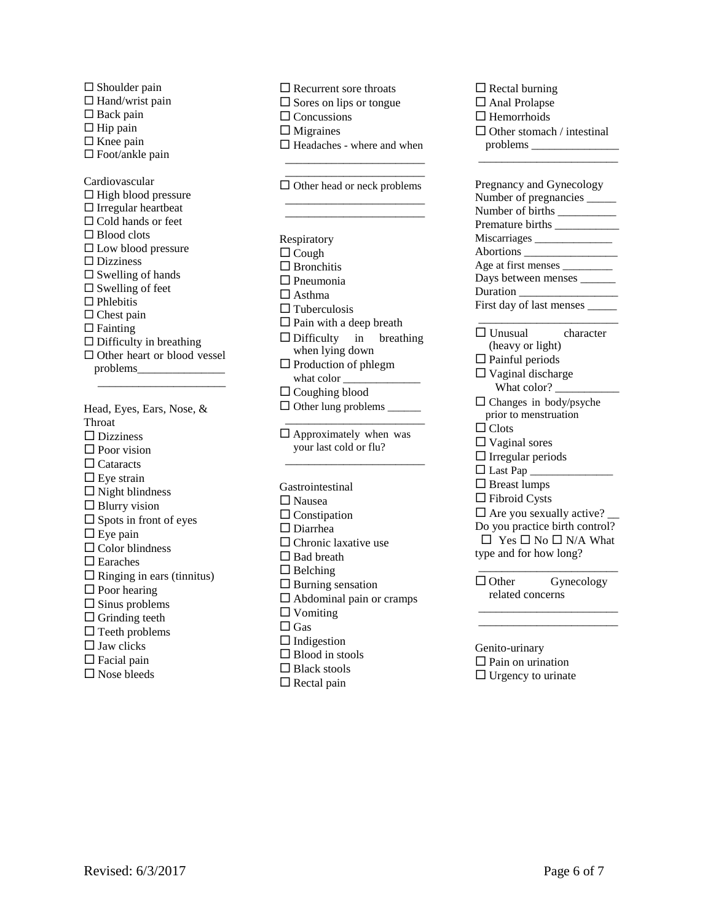☐ Shoulder pain
☐ Hand/wrist pain
☐ Back pain
☐ Hip pain
☐ Knee pain
☐ Foot/ankle pain

Cardiovascular

☐ High blood pressure
☐ Irregular heartbeat
☐ Cold hands or feet
☐ Blood clots
☐ Low blood pressure
☐ Dizziness
☐ Swelling of hands
☐ Swelling of feet
☐ Phlebitis
☐ Chest pain
☐ Fainting
☐ Difficulty in breathing
☐ Other heart or blood vessel problems_______________
______________________

Head, Eyes, Ears, Nose, & Throat

☐ Dizziness
☐ Poor vision
☐ Cataracts
☐ Eye strain
☐ Night blindness
☐ Blurry vision
☐ Spots in front of eyes
☐ Eye pain
☐ Color blindness
☐ Earaches
☐ Ringing in ears (tinnitus)
☐ Poor hearing
☐ Sinus problems
☐ Grinding teeth
☐ Teeth problems
☐ Jaw clicks
☐ Facial pain
☐ Nose bleeds
☐ Recurrent sore throats
☐ Sores on lips or tongue
☐ Concussions
☐ Migraines
☐ Headaches - where and when
________________________
________________________
☐ Other head or neck problems
________________________
________________________

Respiratory

☐ Cough
☐ Bronchitis
☐ Pneumonia
☐ Asthma
☐ Tuberculosis
☐ Pain with a deep breath
☐ Difficulty in breathing when lying down
☐ Production of phlegm what color _____________
☐ Coughing blood
☐ Other lung problems ______
________________________
☐ Approximately when was your last cold or flu?
________________________

Gastrointestinal

☐ Nausea
☐ Constipation
☐ Diarrhea
☐ Chronic laxative use
☐ Bad breath
☐ Belching
☐ Burning sensation
☐ Abdominal pain or cramps
☐ Vomiting
☐ Gas
☐ Indigestion
☐ Blood in stools
☐ Black stools
☐ Rectal pain
☐ Rectal burning
☐ Anal Prolapse
☐ Hemorrhoids
☐ Other stomach / intestinal problems _______________
________________________

Pregnancy and Gynecology

Number of pregnancies _____
Number of births __________
Premature births ___________
Miscarriages _____________
Abortions ________________
Age at first menses _________
Days between menses ______
Duration _________________
First day of last menses _____
________________________

☐ Unusual character (heavy or light)
☐ Painful periods
☐ Vaginal discharge What color? ___________
☐ Changes in body/psyche prior to menstruation
☐ Clots
☐ Vaginal sores
☐ Irregular periods
☐ Last Pap ______________
☐ Breast lumps
☐ Fibroid Cysts
☐ Are you sexually active? __

Do you practice birth control? ☐ Yes ☐ No ☐ N/A What type and for how long?
________________________

☐ Other Gynecology related concerns
________________________
________________________

Genito-urinary

☐ Pain on urination
☐ Urgency to urinate

Revised: 6/3/2017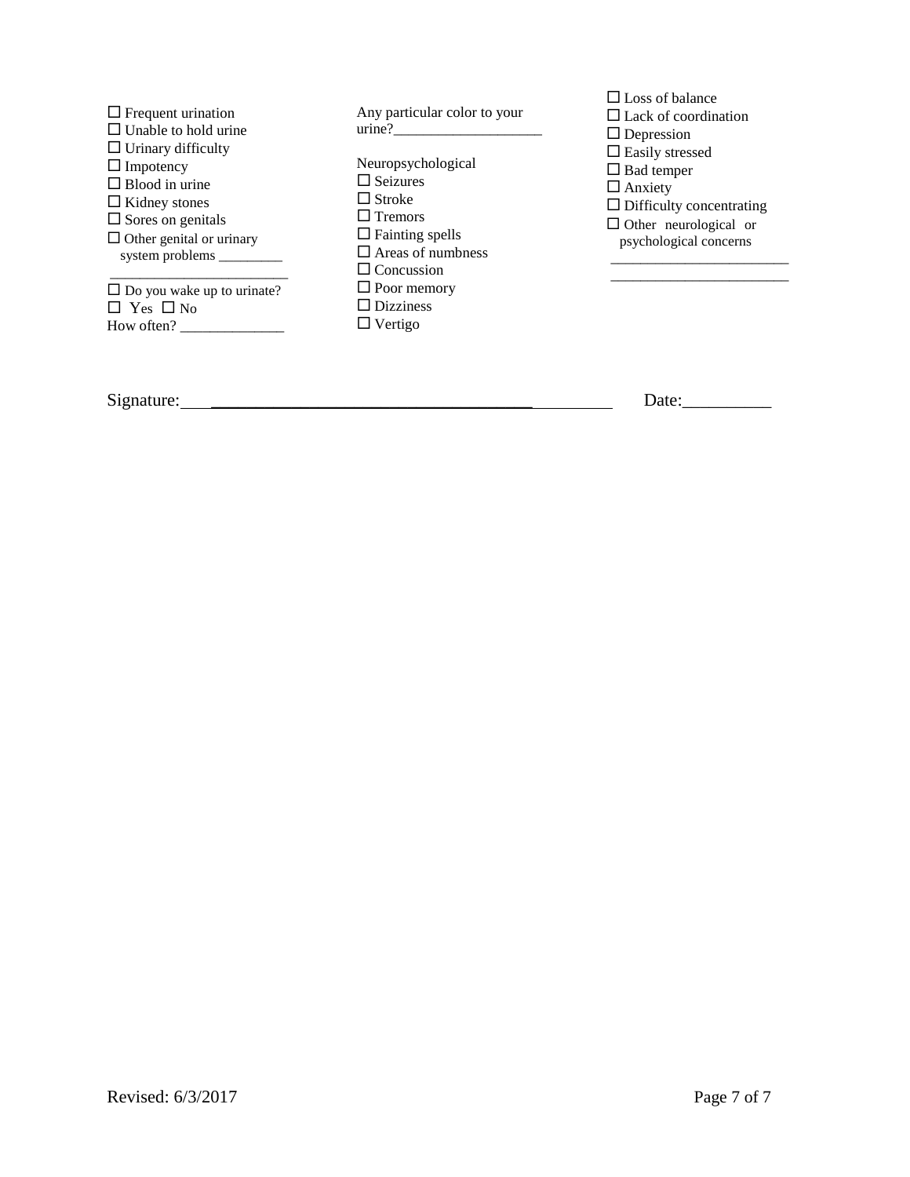☐ Frequent urination
☐ Unable to hold urine
☐ Urinary difficulty
☐ Impotency
☐ Blood in urine
☐ Kidney stones
☐ Sores on genitals
☐ Other genital or urinary system problems _________
_________________________
☐ Do you wake up to urinate?
☐ Yes ☐ No
How often? ______________

Any particular color to your urine?____________________

Neuropsychological
☐ Seizures
☐ Stroke
☐ Tremors
☐ Fainting spells
☐ Areas of numbness
☐ Concussion
☐ Poor memory
☐ Dizziness
☐ Vertigo

☐ Loss of balance
☐ Lack of coordination
☐ Depression
☐ Easily stressed
☐ Bad temper
☐ Anxiety
☐ Difficulty concentrating
☐ Other neurological or psychological concerns
________________________
________________________

Signature:_______________________________________________ Date:__________

Revised: 6/3/2017